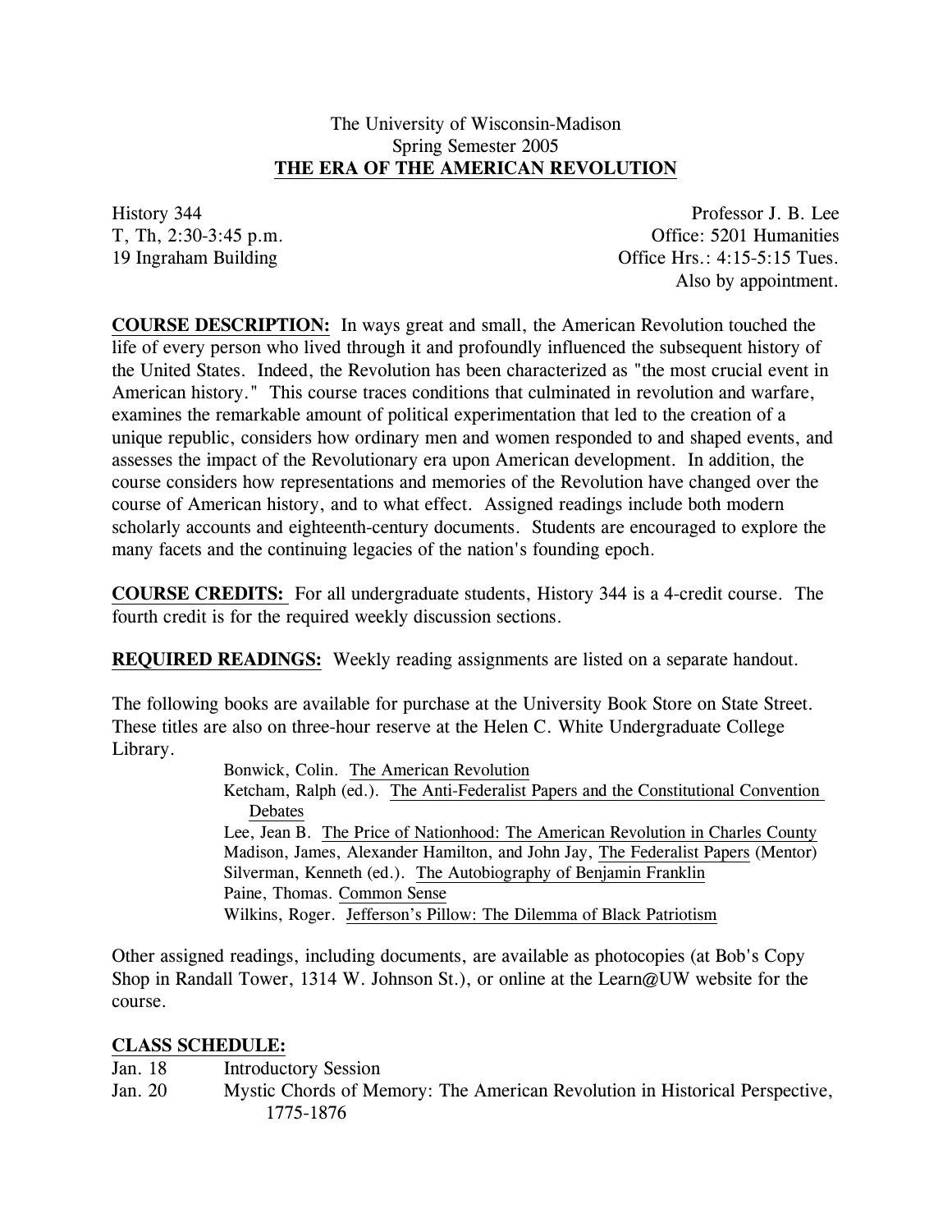The University of Wisconsin-Madison
Spring Semester 2005

# THE ERA OF THE AMERICAN REVOLUTION

History 344
T, Th, 2:30-3:45 p.m.
19 Ingraham Building

Professor J. B. Lee
Office: 5201 Humanities
Office Hrs.: 4:15-5:15 Tues.
Also by appointment.

**COURSE DESCRIPTION:** In ways great and small, the American Revolution touched the life of every person who lived through it and profoundly influenced the subsequent history of the United States. Indeed, the Revolution has been characterized as "the most crucial event in American history." This course traces conditions that culminated in revolution and warfare, examines the remarkable amount of political experimentation that led to the creation of a unique republic, considers how ordinary men and women responded to and shaped events, and assesses the impact of the Revolutionary era upon American development. In addition, the course considers how representations and memories of the Revolution have changed over the course of American history, and to what effect. Assigned readings include both modern scholarly accounts and eighteenth-century documents. Students are encouraged to explore the many facets and the continuing legacies of the nation's founding epoch.

**COURSE CREDITS:** For all undergraduate students, History 344 is a 4-credit course. The fourth credit is for the required weekly discussion sections.

**REQUIRED READINGS:** Weekly reading assignments are listed on a separate handout.

The following books are available for purchase at the University Book Store on State Street. These titles are also on three-hour reserve at the Helen C. White Undergraduate College Library.

- Bonwick, Colin. The American Revolution
- Ketcham, Ralph (ed.). The Anti-Federalist Papers and the Constitutional Convention Debates
- Lee, Jean B. The Price of Nationhood: The American Revolution in Charles County
- Madison, James, Alexander Hamilton, and John Jay, The Federalist Papers (Mentor)
- Silverman, Kenneth (ed.). The Autobiography of Benjamin Franklin
- Paine, Thomas. Common Sense
- Wilkins, Roger. Jefferson's Pillow: The Dilemma of Black Patriotism

Other assigned readings, including documents, are available as photocopies (at Bob's Copy Shop in Randall Tower, 1314 W. Johnson St.), or online at the Learn@UW website for the course.

**CLASS SCHEDULE:**

- Jan. 18 — Introductory Session
- Jan. 20 — Mystic Chords of Memory: The American Revolution in Historical Perspective, 1775-1876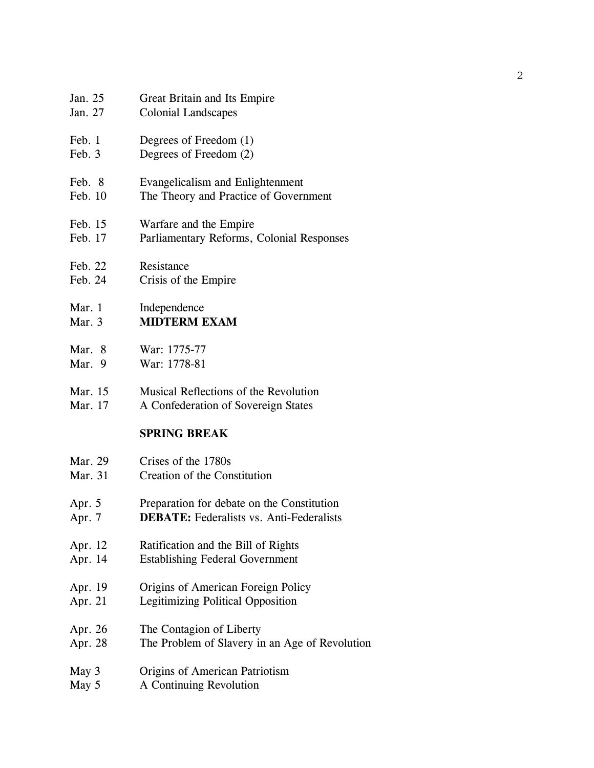| | |
|---|---|
| Jan. 25 | Great Britain and Its Empire |
| Jan. 27 | Colonial Landscapes |
| Feb. 1 | Degrees of Freedom (1) |
| Feb. 3 | Degrees of Freedom (2) |
| Feb. 8 | Evangelicalism and Enlightenment |
| Feb. 10 | The Theory and Practice of Government |
| Feb. 15 | Warfare and the Empire |
| Feb. 17 | Parliamentary Reforms, Colonial Responses |
| Feb. 22 | Resistance |
| Feb. 24 | Crisis of the Empire |
| Mar. 1 | Independence |
| Mar. 3 | **MIDTERM EXAM** |
| Mar. 8 | War: 1775-77 |
| Mar. 9 | War: 1778-81 |
| Mar. 15 | Musical Reflections of the Revolution |
| Mar. 17 | A Confederation of Sovereign States |
| | **SPRING BREAK** |
| Mar. 29 | Crises of the 1780s |
| Mar. 31 | Creation of the Constitution |
| Apr. 5 | Preparation for debate on the Constitution |
| Apr. 7 | **DEBATE:** Federalists vs. Anti-Federalists |
| Apr. 12 | Ratification and the Bill of Rights |
| Apr. 14 | Establishing Federal Government |
| Apr. 19 | Origins of American Foreign Policy |
| Apr. 21 | Legitimizing Political Opposition |
| Apr. 26 | The Contagion of Liberty |
| Apr. 28 | The Problem of Slavery in an Age of Revolution |
| May 3 | Origins of American Patriotism |
| May 5 | A Continuing Revolution |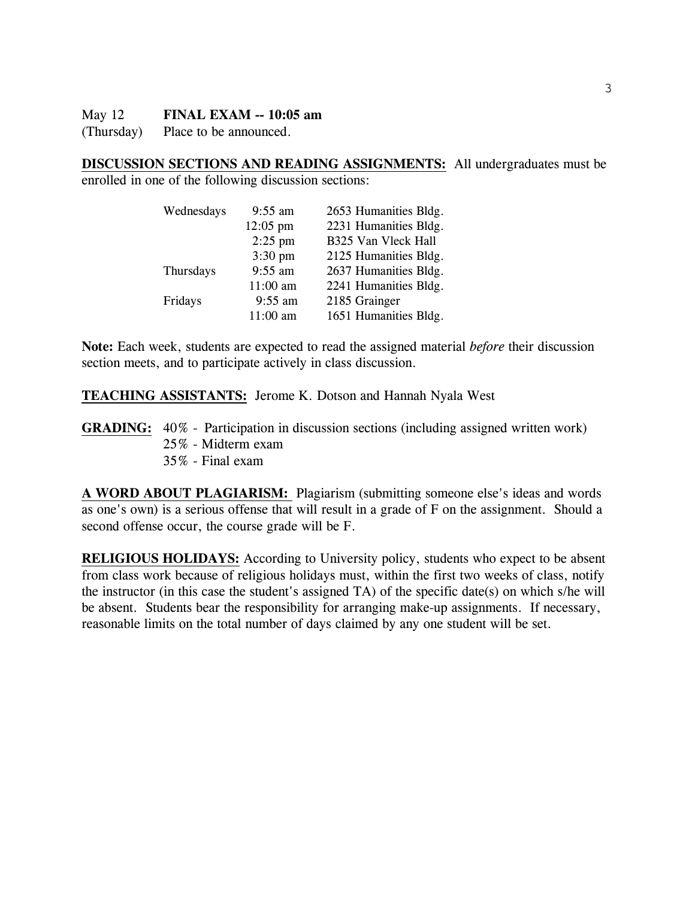May 12 **FINAL EXAM -- 10:05 am**
(Thursday) Place to be announced.

**DISCUSSION SECTIONS AND READING ASSIGNMENTS:** All undergraduates must be enrolled in one of the following discussion sections:

| | | |
|---|---|---|
| Wednesdays | 9:55 am | 2653 Humanities Bldg. |
| | 12:05 pm | 2231 Humanities Bldg. |
| | 2:25 pm | B325 Van Vleck Hall |
| | 3:30 pm | 2125 Humanities Bldg. |
| Thursdays | 9:55 am | 2637 Humanities Bldg. |
| | 11:00 am | 2241 Humanities Bldg. |
| Fridays | 9:55 am | 2185 Grainger |
| | 11:00 am | 1651 Humanities Bldg. |

**Note:** Each week, students are expected to read the assigned material *before* their discussion section meets, and to participate actively in class discussion.

**TEACHING ASSISTANTS:** Jerome K. Dotson and Hannah Nyala West

**GRADING:** 40% - Participation in discussion sections (including assigned written work)
25% - Midterm exam
35% - Final exam

**A WORD ABOUT PLAGIARISM:** Plagiarism (submitting someone else's ideas and words as one's own) is a serious offense that will result in a grade of F on the assignment. Should a second offense occur, the course grade will be F.

**RELIGIOUS HOLIDAYS:** According to University policy, students who expect to be absent from class work because of religious holidays must, within the first two weeks of class, notify the instructor (in this case the student's assigned TA) of the specific date(s) on which s/he will be absent. Students bear the responsibility for arranging make-up assignments. If necessary, reasonable limits on the total number of days claimed by any one student will be set.